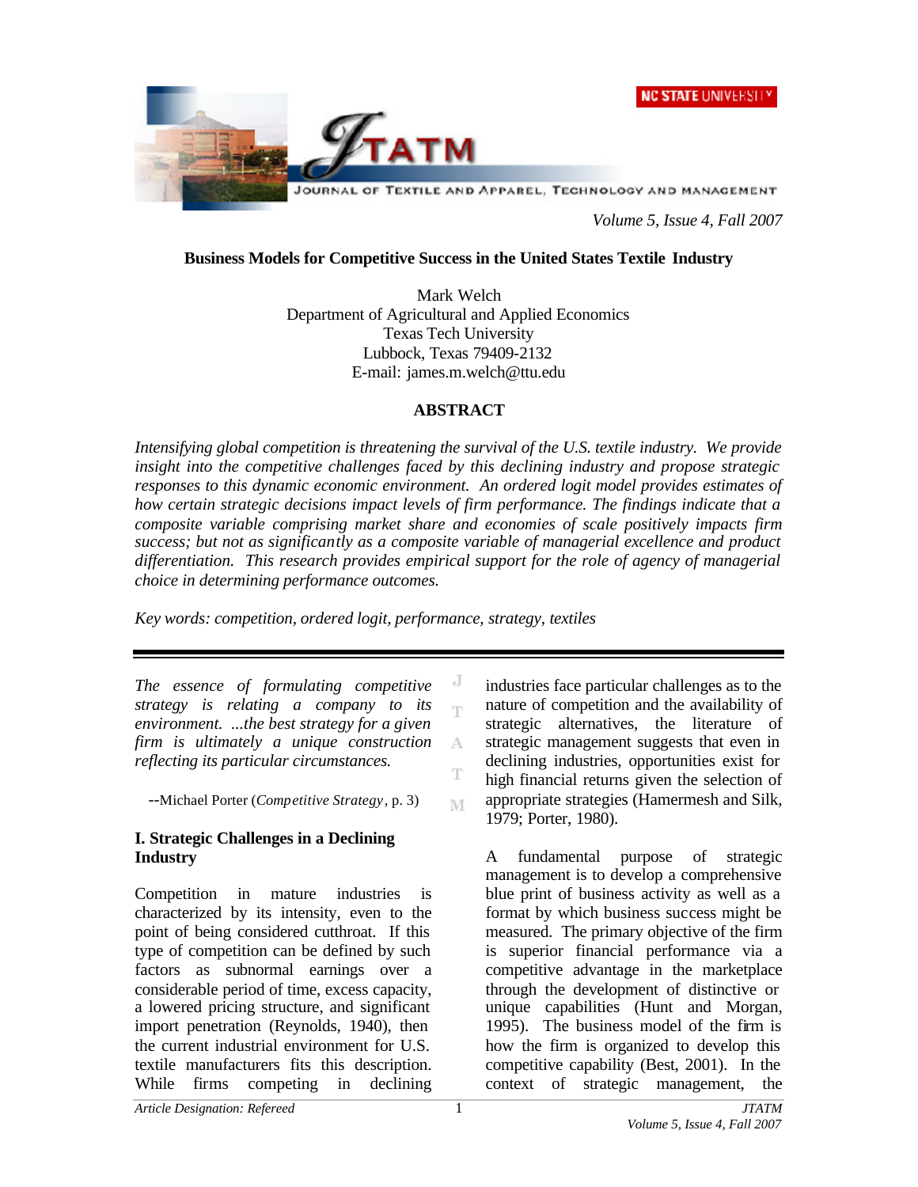# Business Models for Competitive Success in the United States Textile Industry

Mark Welch
Department of Agricultural and Applied Economics
Texas Tech University
Lubbock, Texas 79409-2132
E-mail: james.m.welch@ttu.edu

## ABSTRACT

*Intensifying global competition is threatening the survival of the U.S. textile industry. We provide insight into the competitive challenges faced by this declining industry and propose strategic responses to this dynamic economic environment. An ordered logit model provides estimates of how certain strategic decisions impact levels of firm performance. The findings indicate that a composite variable comprising market share and economies of scale positively impacts firm success; but not as significantly as a composite variable of managerial excellence and product differentiation. This research provides empirical support for the role of agency of managerial choice in determining performance outcomes.*

*Key words: competition, ordered logit, performance, strategy, textiles*

---

*The essence of formulating competitive strategy is relating a company to its environment. ...the best strategy for a given firm is ultimately a unique construction reflecting its particular circumstances.*

--Michael Porter (*Competitive Strategy*, p. 3)

## I. Strategic Challenges in a Declining Industry

Competition in mature industries is characterized by its intensity, even to the point of being considered cutthroat. If this type of competition can be defined by such factors as subnormal earnings over a considerable period of time, excess capacity, a lowered pricing structure, and significant import penetration (Reynolds, 1940), then the current industrial environment for U.S. textile manufacturers fits this description. While firms competing in declining industries face particular challenges as to the nature of competition and the availability of strategic alternatives, the literature of strategic management suggests that even in declining industries, opportunities exist for high financial returns given the selection of appropriate strategies (Hamermesh and Silk, 1979; Porter, 1980).

A fundamental purpose of strategic management is to develop a comprehensive blue print of business activity as well as a format by which business success might be measured. The primary objective of the firm is superior financial performance via a competitive advantage in the marketplace through the development of distinctive or unique capabilities (Hunt and Morgan, 1995). The business model of the firm is how the firm is organized to develop this competitive capability (Best, 2001). In the context of strategic management, the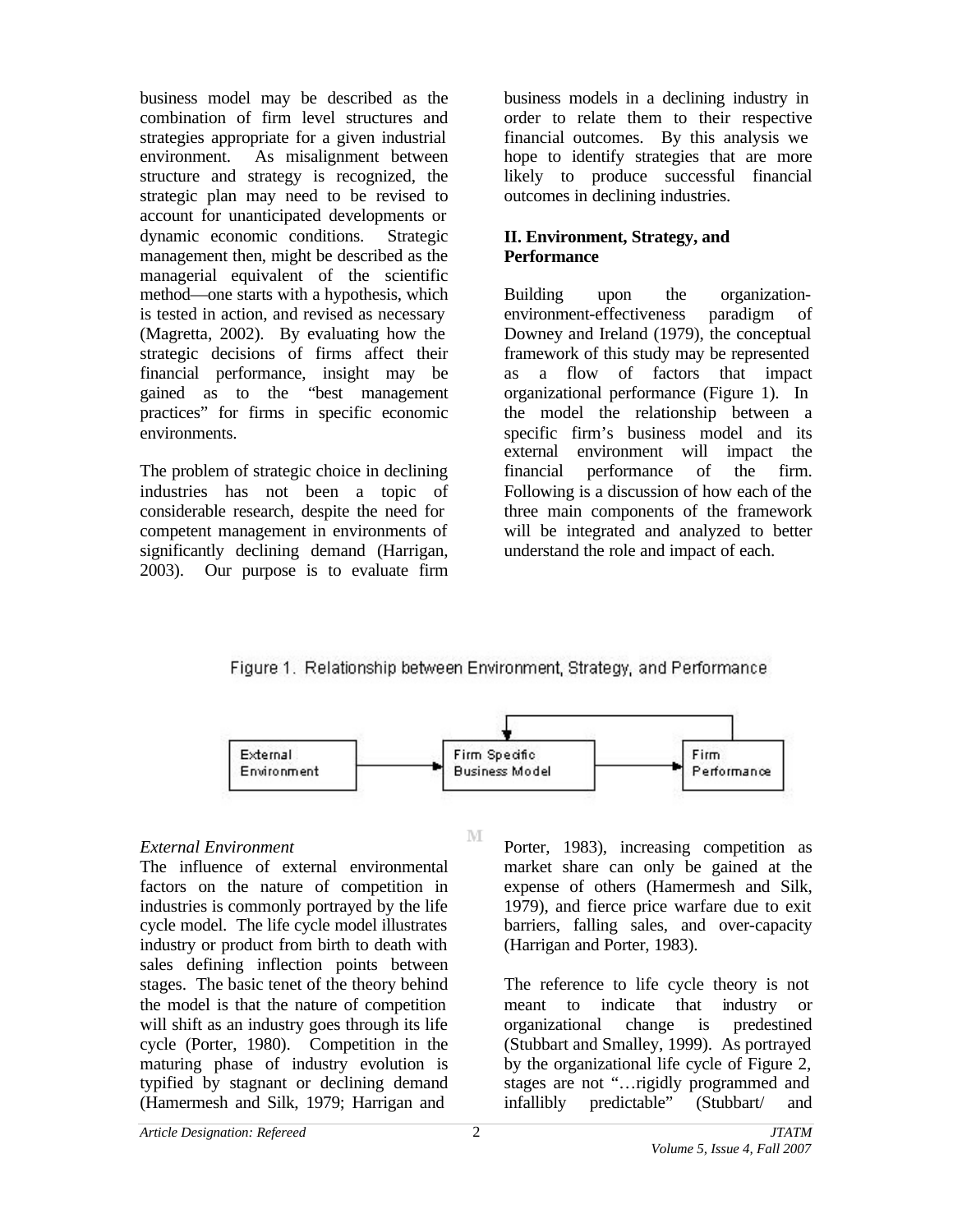business model may be described as the combination of firm level structures and strategies appropriate for a given industrial environment. As misalignment between structure and strategy is recognized, the strategic plan may need to be revised to account for unanticipated developments or dynamic economic conditions. Strategic management then, might be described as the managerial equivalent of the scientific method—one starts with a hypothesis, which is tested in action, and revised as necessary (Magretta, 2002). By evaluating how the strategic decisions of firms affect their financial performance, insight may be gained as to the "best management practices" for firms in specific economic environments.

The problem of strategic choice in declining industries has not been a topic of considerable research, despite the need for competent management in environments of significantly declining demand (Harrigan, 2003). Our purpose is to evaluate firm business models in a declining industry in order to relate them to their respective financial outcomes. By this analysis we hope to identify strategies that are more likely to produce successful financial outcomes in declining industries.

## II. Environment, Strategy, and Performance

Building upon the organization-environment-effectiveness paradigm of Downey and Ireland (1979), the conceptual framework of this study may be represented as a flow of factors that impact organizational performance (Figure 1). In the model the relationship between a specific firm's business model and its external environment will impact the financial performance of the firm. Following is a discussion of how each of the three main components of the framework will be integrated and analyzed to better understand the role and impact of each.

Figure 1. Relationship between Environment, Strategy, and Performance

External Environment → Firm Specific Business Model → Firm Performance

### *External Environment*

The influence of external environmental factors on the nature of competition in industries is commonly portrayed by the life cycle model. The life cycle model illustrates industry or product from birth to death with sales defining inflection points between stages. The basic tenet of the theory behind the model is that the nature of competition will shift as an industry goes through its life cycle (Porter, 1980). Competition in the maturing phase of industry evolution is typified by stagnant or declining demand (Hamermesh and Silk, 1979; Harrigan and Porter, 1983), increasing competition as market share can only be gained at the expense of others (Hamermesh and Silk, 1979), and fierce price warfare due to exit barriers, falling sales, and over-capacity (Harrigan and Porter, 1983).

The reference to life cycle theory is not meant to indicate that industry or organizational change is predestined (Stubbart and Smalley, 1999). As portrayed by the organizational life cycle of Figure 2, stages are not "…rigidly programmed and infallibly predictable" (Stubbart/ and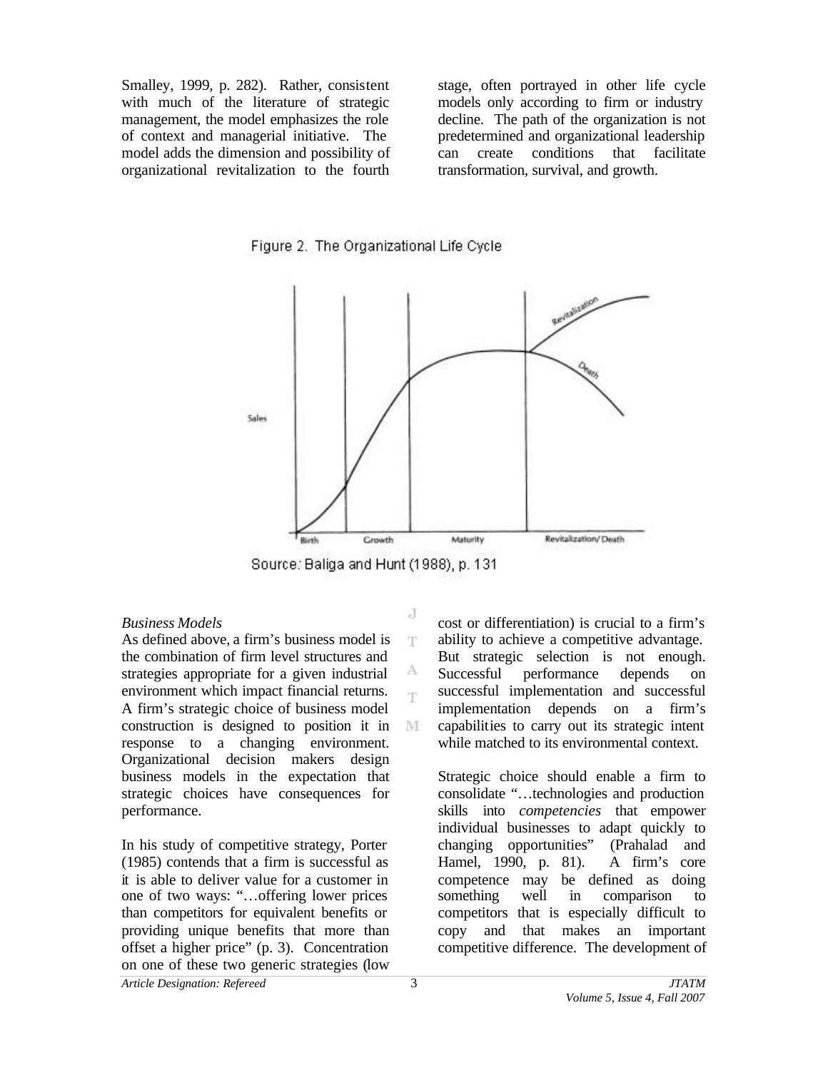Smalley, 1999, p. 282). Rather, consistent with much of the literature of strategic management, the model emphasizes the role of context and managerial initiative. The model adds the dimension and possibility of organizational revitalization to the fourth stage, often portrayed in other life cycle models only according to firm or industry decline. The path of the organization is not predetermined and organizational leadership can create conditions that facilitate transformation, survival, and growth.

Figure 2. The Organizational Life Cycle

Source: Baliga and Hunt (1988), p. 131

*Business Models*

As defined above, a firm's business model is the combination of firm level structures and strategies appropriate for a given industrial environment which impact financial returns. A firm's strategic choice of business model construction is designed to position it in response to a changing environment. Organizational decision makers design business models in the expectation that strategic choices have consequences for performance.

In his study of competitive strategy, Porter (1985) contends that a firm is successful as it is able to deliver value for a customer in one of two ways: "…offering lower prices than competitors for equivalent benefits or providing unique benefits that more than offset a higher price" (p. 3). Concentration on one of these two generic strategies (low cost or differentiation) is crucial to a firm's ability to achieve a competitive advantage. But strategic selection is not enough. Successful performance depends on successful implementation and successful implementation depends on a firm's capabilities to carry out its strategic intent while matched to its environmental context.

Strategic choice should enable a firm to consolidate "…technologies and production skills into *competencies* that empower individual businesses to adapt quickly to changing opportunities" (Prahalad and Hamel, 1990, p. 81). A firm's core competence may be defined as doing something well in comparison to competitors that is especially difficult to copy and that makes an important competitive difference. The development of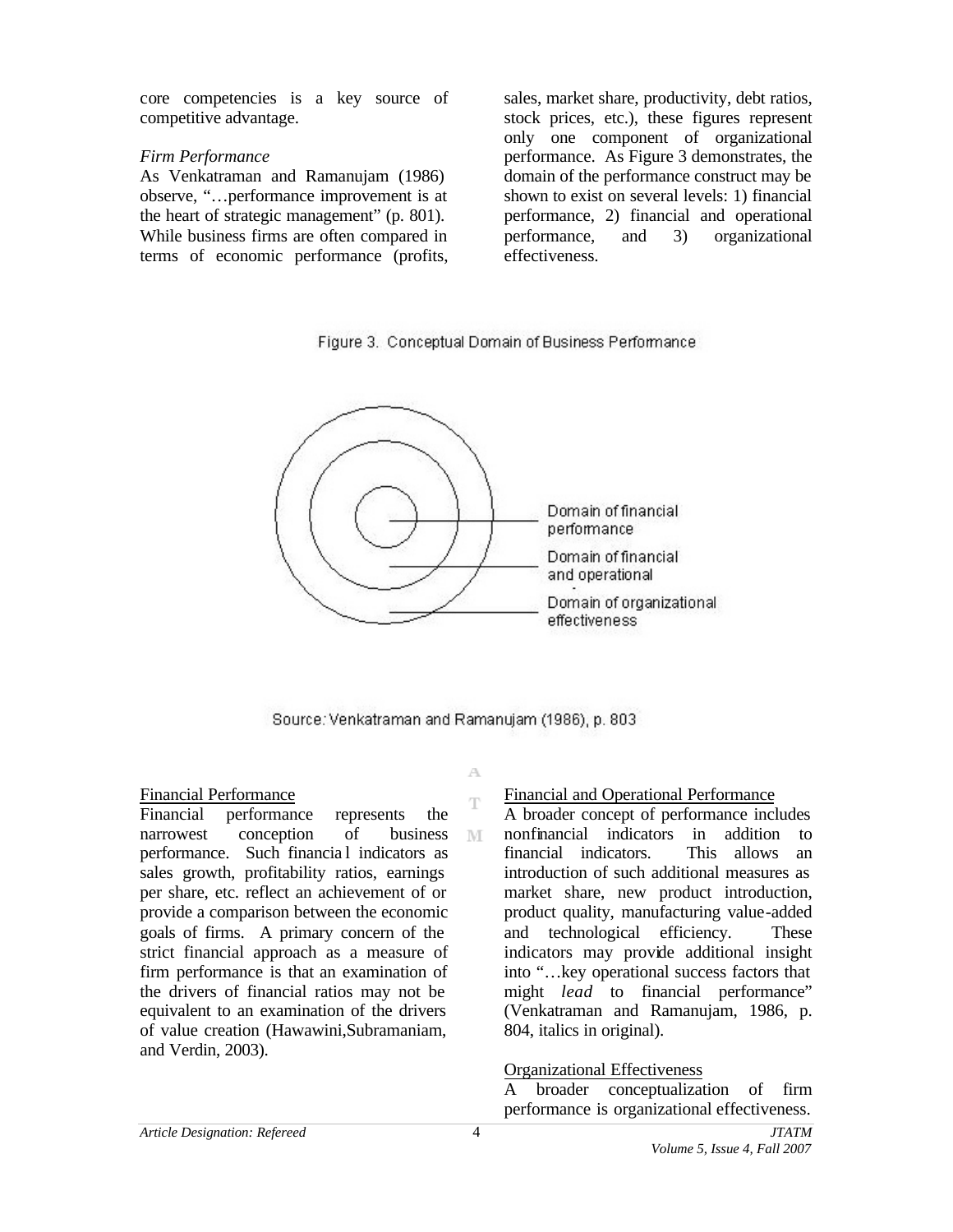core competencies is a key source of competitive advantage.

*Firm Performance*

As Venkatraman and Ramanujam (1986) observe, "…performance improvement is at the heart of strategic management" (p. 801). While business firms are often compared in terms of economic performance (profits, sales, market share, productivity, debt ratios, stock prices, etc.), these figures represent only one component of organizational performance. As Figure 3 demonstrates, the domain of the performance construct may be shown to exist on several levels: 1) financial performance, 2) financial and operational performance, and 3) organizational effectiveness.

Figure 3. Conceptual Domain of Business Performance

Domain of financial performance

Domain of financial and operational

Domain of organizational effectiveness

Source: Venkatraman and Ramanujam (1986), p. 803

Financial Performance

Financial performance represents the narrowest conception of business performance. Such financial indicators as sales growth, profitability ratios, earnings per share, etc. reflect an achievement of or provide a comparison between the economic goals of firms. A primary concern of the strict financial approach as a measure of firm performance is that an examination of the drivers of financial ratios may not be equivalent to an examination of the drivers of value creation (Hawawini, Subramaniam, and Verdin, 2003).

Financial and Operational Performance

A broader concept of performance includes nonfinancial indicators in addition to financial indicators. This allows an introduction of such additional measures as market share, new product introduction, product quality, manufacturing value-added and technological efficiency. These indicators may provide additional insight into "…key operational success factors that might *lead* to financial performance" (Venkatraman and Ramanujam, 1986, p. 804, italics in original).

Organizational Effectiveness

A broader conceptualization of firm performance is organizational effectiveness.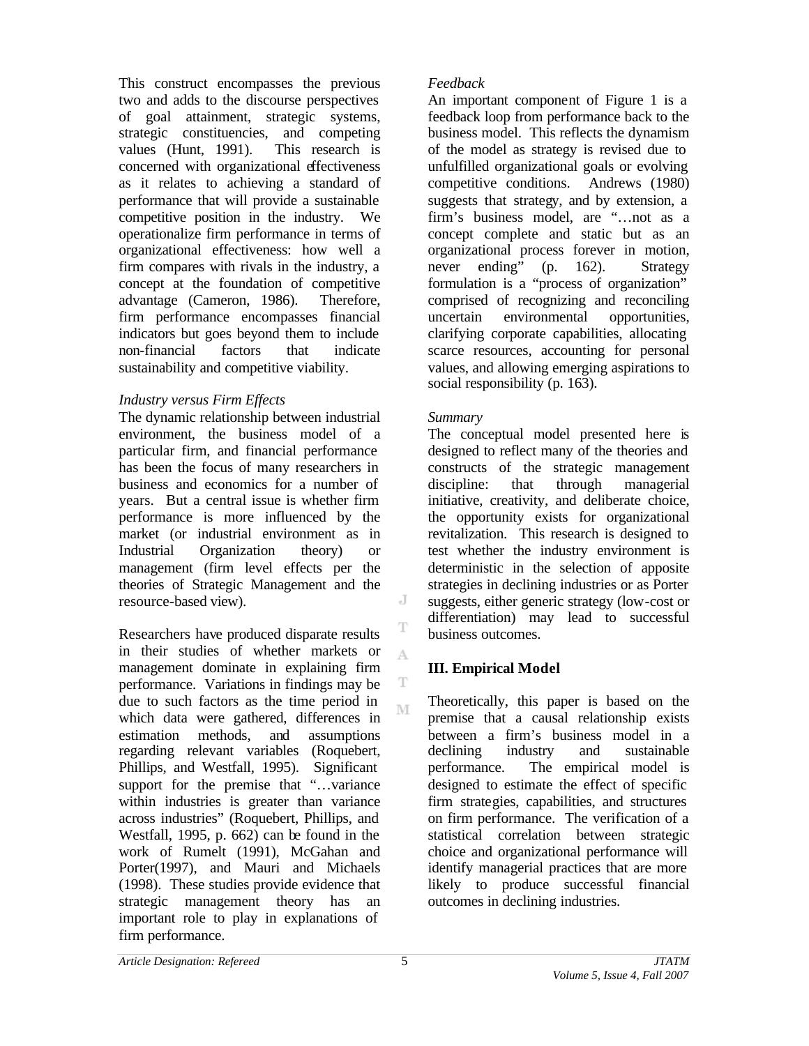This construct encompasses the previous two and adds to the discourse perspectives of goal attainment, strategic systems, strategic constituencies, and competing values (Hunt, 1991). This research is concerned with organizational effectiveness as it relates to achieving a standard of performance that will provide a sustainable competitive position in the industry. We operationalize firm performance in terms of organizational effectiveness: how well a firm compares with rivals in the industry, a concept at the foundation of competitive advantage (Cameron, 1986). Therefore, firm performance encompasses financial indicators but goes beyond them to include non-financial factors that indicate sustainability and competitive viability.

*Industry versus Firm Effects*

The dynamic relationship between industrial environment, the business model of a particular firm, and financial performance has been the focus of many researchers in business and economics for a number of years. But a central issue is whether firm performance is more influenced by the market (or industrial environment as in Industrial Organization theory) or management (firm level effects per the theories of Strategic Management and the resource-based view).

Researchers have produced disparate results in their studies of whether markets or management dominate in explaining firm performance. Variations in findings may be due to such factors as the time period in which data were gathered, differences in estimation methods, and assumptions regarding relevant variables (Roquebert, Phillips, and Westfall, 1995). Significant support for the premise that "…variance within industries is greater than variance across industries" (Roquebert, Phillips, and Westfall, 1995, p. 662) can be found in the work of Rumelt (1991), McGahan and Porter(1997), and Mauri and Michaels (1998). These studies provide evidence that strategic management theory has an important role to play in explanations of firm performance.

*Feedback*

An important component of Figure 1 is a feedback loop from performance back to the business model. This reflects the dynamism of the model as strategy is revised due to unfulfilled organizational goals or evolving competitive conditions. Andrews (1980) suggests that strategy, and by extension, a firm's business model, are "…not as a concept complete and static but as an organizational process forever in motion, never ending" (p. 162). Strategy formulation is a "process of organization" comprised of recognizing and reconciling uncertain environmental opportunities, clarifying corporate capabilities, allocating scarce resources, accounting for personal values, and allowing emerging aspirations to social responsibility (p. 163).

*Summary*

The conceptual model presented here is designed to reflect many of the theories and constructs of the strategic management discipline: that through managerial initiative, creativity, and deliberate choice, the opportunity exists for organizational revitalization. This research is designed to test whether the industry environment is deterministic in the selection of apposite strategies in declining industries or as Porter suggests, either generic strategy (low-cost or differentiation) may lead to successful business outcomes.

## III. Empirical Model

Theoretically, this paper is based on the premise that a causal relationship exists between a firm's business model in a declining industry and sustainable performance. The empirical model is designed to estimate the effect of specific firm strategies, capabilities, and structures on firm performance. The verification of a statistical correlation between strategic choice and organizational performance will identify managerial practices that are more likely to produce successful financial outcomes in declining industries.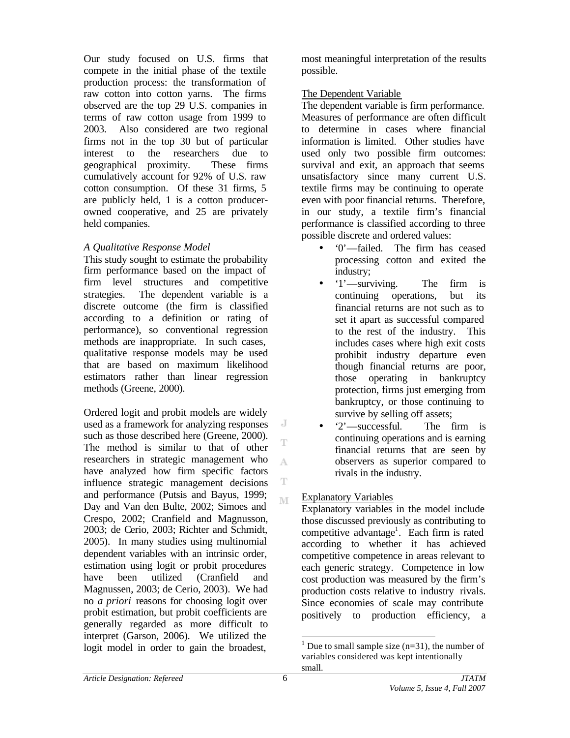Our study focused on U.S. firms that compete in the initial phase of the textile production process: the transformation of raw cotton into cotton yarns. The firms observed are the top 29 U.S. companies in terms of raw cotton usage from 1999 to 2003. Also considered are two regional firms not in the top 30 but of particular interest to the researchers due to geographical proximity. These firms cumulatively account for 92% of U.S. raw cotton consumption. Of these 31 firms, 5 are publicly held, 1 is a cotton producer-owned cooperative, and 25 are privately held companies.

*A Qualitative Response Model*

This study sought to estimate the probability firm performance based on the impact of firm level structures and competitive strategies. The dependent variable is a discrete outcome (the firm is classified according to a definition or rating of performance), so conventional regression methods are inappropriate. In such cases, qualitative response models may be used that are based on maximum likelihood estimators rather than linear regression methods (Greene, 2000).

Ordered logit and probit models are widely used as a framework for analyzing responses such as those described here (Greene, 2000). The method is similar to that of other researchers in strategic management who have analyzed how firm specific factors influence strategic management decisions and performance (Putsis and Bayus, 1999; Day and Van den Bulte, 2002; Simoes and Crespo, 2002; Cranfield and Magnusson, 2003; de Cerio, 2003; Richter and Schmidt, 2005). In many studies using multinomial dependent variables with an intrinsic order, estimation using logit or probit procedures have been utilized (Cranfield and Magnussen, 2003; de Cerio, 2003). We had no *a priori* reasons for choosing logit over probit estimation, but probit coefficients are generally regarded as more difficult to interpret (Garson, 2006). We utilized the logit model in order to gain the broadest, most meaningful interpretation of the results possible.

The Dependent Variable

The dependent variable is firm performance. Measures of performance are often difficult to determine in cases where financial information is limited. Other studies have used only two possible firm outcomes: survival and exit, an approach that seems unsatisfactory since many current U.S. textile firms may be continuing to operate even with poor financial returns. Therefore, in our study, a textile firm's financial performance is classified according to three possible discrete and ordered values:

- '0'—failed. The firm has ceased processing cotton and exited the industry;
- '1'—surviving. The firm is continuing operations, but its financial returns are not such as to set it apart as successful compared to the rest of the industry. This includes cases where high exit costs prohibit industry departure even though financial returns are poor, those operating in bankruptcy protection, firms just emerging from bankruptcy, or those continuing to survive by selling off assets;
- '2'—successful. The firm is continuing operations and is earning financial returns that are seen by observers as superior compared to rivals in the industry.

Explanatory Variables

Explanatory variables in the model include those discussed previously as contributing to competitive advantage[1]. Each firm is rated according to whether it has achieved competitive competence in areas relevant to each generic strategy. Competence in low cost production was measured by the firm's production costs relative to industry rivals. Since economies of scale may contribute positively to production efficiency, a

[1] Due to small sample size (n=31), the number of variables considered was kept intentionally small.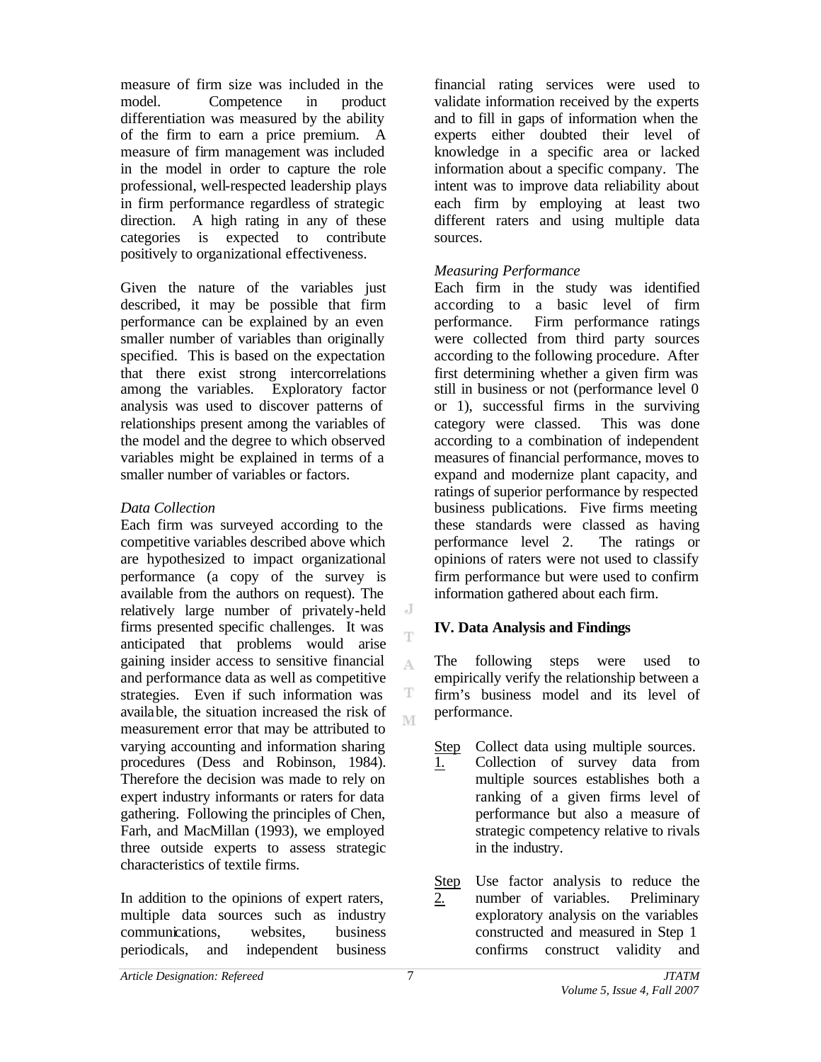measure of firm size was included in the model. Competence in product differentiation was measured by the ability of the firm to earn a price premium. A measure of firm management was included in the model in order to capture the role professional, well-respected leadership plays in firm performance regardless of strategic direction. A high rating in any of these categories is expected to contribute positively to organizational effectiveness.

Given the nature of the variables just described, it may be possible that firm performance can be explained by an even smaller number of variables than originally specified. This is based on the expectation that there exist strong intercorrelations among the variables. Exploratory factor analysis was used to discover patterns of relationships present among the variables of the model and the degree to which observed variables might be explained in terms of a smaller number of variables or factors.

*Data Collection*

Each firm was surveyed according to the competitive variables described above which are hypothesized to impact organizational performance (a copy of the survey is available from the authors on request). The relatively large number of privately-held firms presented specific challenges. It was anticipated that problems would arise gaining insider access to sensitive financial and performance data as well as competitive strategies. Even if such information was available, the situation increased the risk of measurement error that may be attributed to varying accounting and information sharing procedures (Dess and Robinson, 1984). Therefore the decision was made to rely on expert industry informants or raters for data gathering. Following the principles of Chen, Farh, and MacMillan (1993), we employed three outside experts to assess strategic characteristics of textile firms.

In addition to the opinions of expert raters, multiple data sources such as industry communications, websites, business periodicals, and independent business financial rating services were used to validate information received by the experts and to fill in gaps of information when the experts either doubted their level of knowledge in a specific area or lacked information about a specific company. The intent was to improve data reliability about each firm by employing at least two different raters and using multiple data sources.

*Measuring Performance*

Each firm in the study was identified according to a basic level of firm performance. Firm performance ratings were collected from third party sources according to the following procedure. After first determining whether a given firm was still in business or not (performance level 0 or 1), successful firms in the surviving category were classed. This was done according to a combination of independent measures of financial performance, moves to expand and modernize plant capacity, and ratings of superior performance by respected business publications. Five firms meeting these standards were classed as having performance level 2. The ratings or opinions of raters were not used to classify firm performance but were used to confirm information gathered about each firm.

## IV. Data Analysis and Findings

The following steps were used to empirically verify the relationship between a firm's business model and its level of performance.

Step 1. Collect data using multiple sources. Collection of survey data from multiple sources establishes both a ranking of a given firms level of performance but also a measure of strategic competency relative to rivals in the industry.

Step 2. Use factor analysis to reduce the number of variables. Preliminary exploratory analysis on the variables constructed and measured in Step 1 confirms construct validity and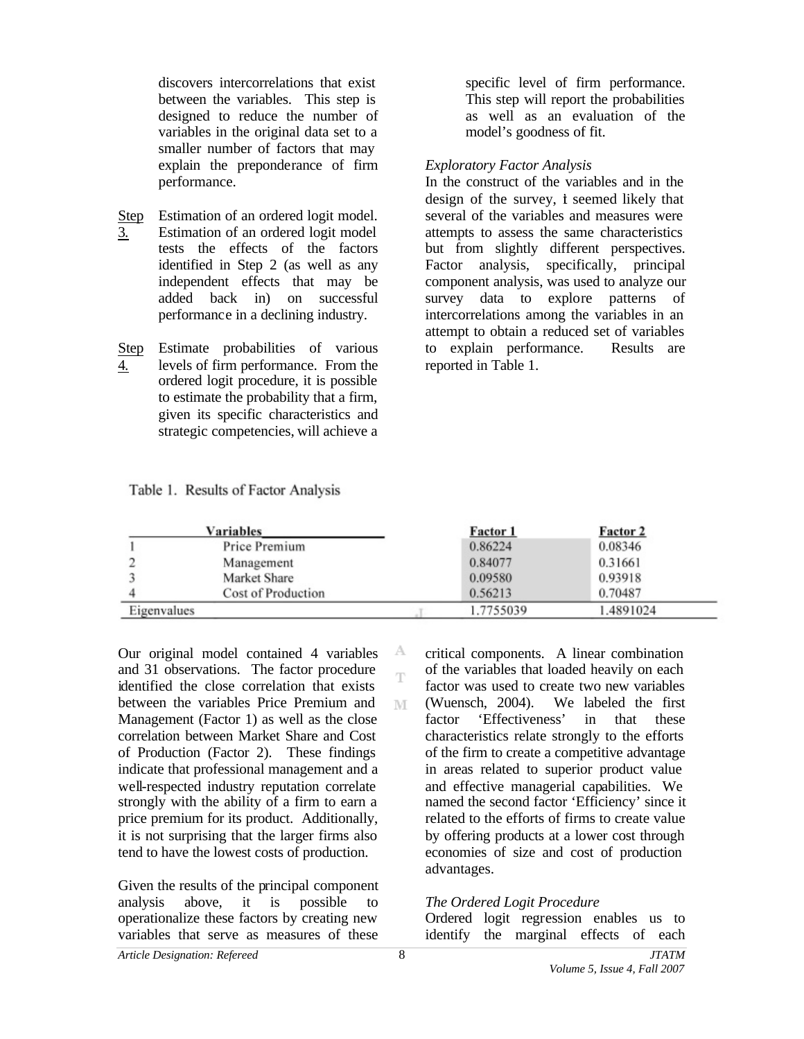discovers intercorrelations that exist between the variables. This step is designed to reduce the number of variables in the original data set to a smaller number of factors that may explain the preponderance of firm performance.

Step 3. Estimation of an ordered logit model. Estimation of an ordered logit model tests the effects of the factors identified in Step 2 (as well as any independent effects that may be added back in) on successful performance in a declining industry.

Step 4. Estimate probabilities of various levels of firm performance. From the ordered logit procedure, it is possible to estimate the probability that a firm, given its specific characteristics and strategic competencies, will achieve a specific level of firm performance. This step will report the probabilities as well as an evaluation of the model's goodness of fit.

*Exploratory Factor Analysis*

In the construct of the variables and in the design of the survey, it seemed likely that several of the variables and measures were attempts to assess the same characteristics but from slightly different perspectives. Factor analysis, specifically, principal component analysis, was used to analyze our survey data to explore patterns of intercorrelations among the variables in an attempt to obtain a reduced set of variables to explain performance. Results are reported in Table 1.

Table 1. Results of Factor Analysis

| | Variables | Factor 1 | Factor 2 |
|---|---|---|---|
| 1 | Price Premium | 0.86224 | 0.08346 |
| 2 | Management | 0.84077 | 0.31661 |
| 3 | Market Share | 0.09580 | 0.93918 |
| 4 | Cost of Production | 0.56213 | 0.70487 |
| Eigenvalues | | 1.7755039 | 1.4891024 |

Our original model contained 4 variables and 31 observations. The factor procedure identified the close correlation that exists between the variables Price Premium and Management (Factor 1) as well as the close correlation between Market Share and Cost of Production (Factor 2). These findings indicate that professional management and a well-respected industry reputation correlate strongly with the ability of a firm to earn a price premium for its product. Additionally, it is not surprising that the larger firms also tend to have the lowest costs of production.

Given the results of the principal component analysis above, it is possible to operationalize these factors by creating new variables that serve as measures of these critical components. A linear combination of the variables that loaded heavily on each factor was used to create two new variables (Wuensch, 2004). We labeled the first factor 'Effectiveness' in that these characteristics relate strongly to the efforts of the firm to create a competitive advantage in areas related to superior product value and effective managerial capabilities. We named the second factor 'Efficiency' since it related to the efforts of firms to create value by offering products at a lower cost through economies of size and cost of production advantages.

*The Ordered Logit Procedure*

Ordered logit regression enables us to identify the marginal effects of each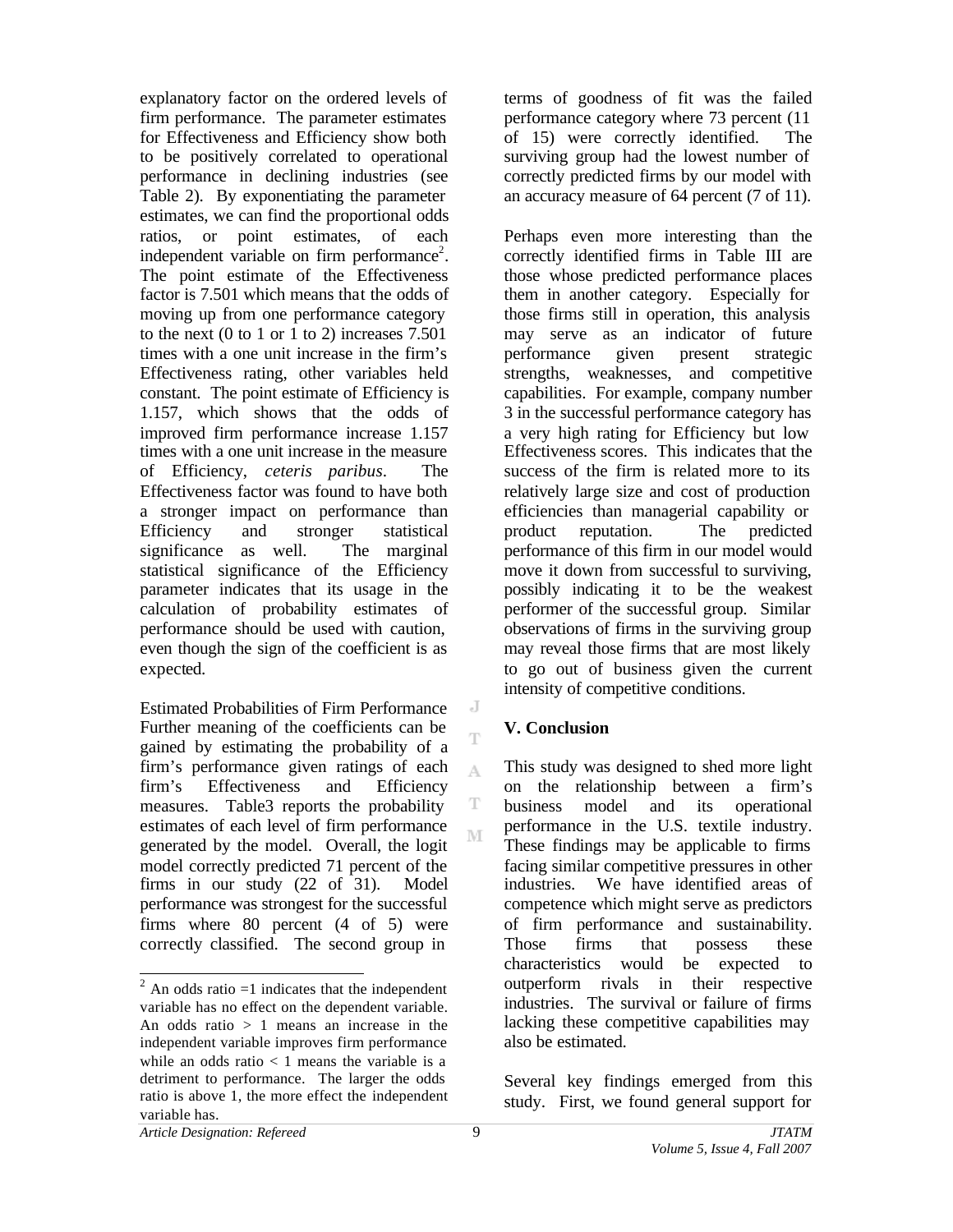explanatory factor on the ordered levels of firm performance. The parameter estimates for Effectiveness and Efficiency show both to be positively correlated to operational performance in declining industries (see Table 2). By exponentiating the parameter estimates, we can find the proportional odds ratios, or point estimates, of each independent variable on firm performance[2]. The point estimate of the Effectiveness factor is 7.501 which means that the odds of moving up from one performance category to the next (0 to 1 or 1 to 2) increases 7.501 times with a one unit increase in the firm's Effectiveness rating, other variables held constant. The point estimate of Efficiency is 1.157, which shows that the odds of improved firm performance increase 1.157 times with a one unit increase in the measure of Efficiency, *ceteris paribus*. The Effectiveness factor was found to have both a stronger impact on performance than Efficiency and stronger statistical significance as well. The marginal statistical significance of the Efficiency parameter indicates that its usage in the calculation of probability estimates of performance should be used with caution, even though the sign of the coefficient is as expected.

Estimated Probabilities of Firm Performance

Further meaning of the coefficients can be gained by estimating the probability of a firm's performance given ratings of each firm's Effectiveness and Efficiency measures. Table3 reports the probability estimates of each level of firm performance generated by the model. Overall, the logit model correctly predicted 71 percent of the firms in our study (22 of 31). Model performance was strongest for the successful firms where 80 percent (4 of 5) were correctly classified. The second group in terms of goodness of fit was the failed performance category where 73 percent (11 of 15) were correctly identified. The surviving group had the lowest number of correctly predicted firms by our model with an accuracy measure of 64 percent (7 of 11).

Perhaps even more interesting than the correctly identified firms in Table III are those whose predicted performance places them in another category. Especially for those firms still in operation, this analysis may serve as an indicator of future performance given present strategic strengths, weaknesses, and competitive capabilities. For example, company number 3 in the successful performance category has a very high rating for Efficiency but low Effectiveness scores. This indicates that the success of the firm is related more to its relatively large size and cost of production efficiencies than managerial capability or product reputation. The predicted performance of this firm in our model would move it down from successful to surviving, possibly indicating it to be the weakest performer of the successful group. Similar observations of firms in the surviving group may reveal those firms that are most likely to go out of business given the current intensity of competitive conditions.

## V. Conclusion

This study was designed to shed more light on the relationship between a firm's business model and its operational performance in the U.S. textile industry. These findings may be applicable to firms facing similar competitive pressures in other industries. We have identified areas of competence which might serve as predictors of firm performance and sustainability. Those firms that possess these characteristics would be expected to outperform rivals in their respective industries. The survival or failure of firms lacking these competitive capabilities may also be estimated.

Several key findings emerged from this study. First, we found general support for

[2] An odds ratio =1 indicates that the independent variable has no effect on the dependent variable. An odds ratio > 1 means an increase in the independent variable improves firm performance while an odds ratio < 1 means the variable is a detriment to performance. The larger the odds ratio is above 1, the more effect the independent variable has.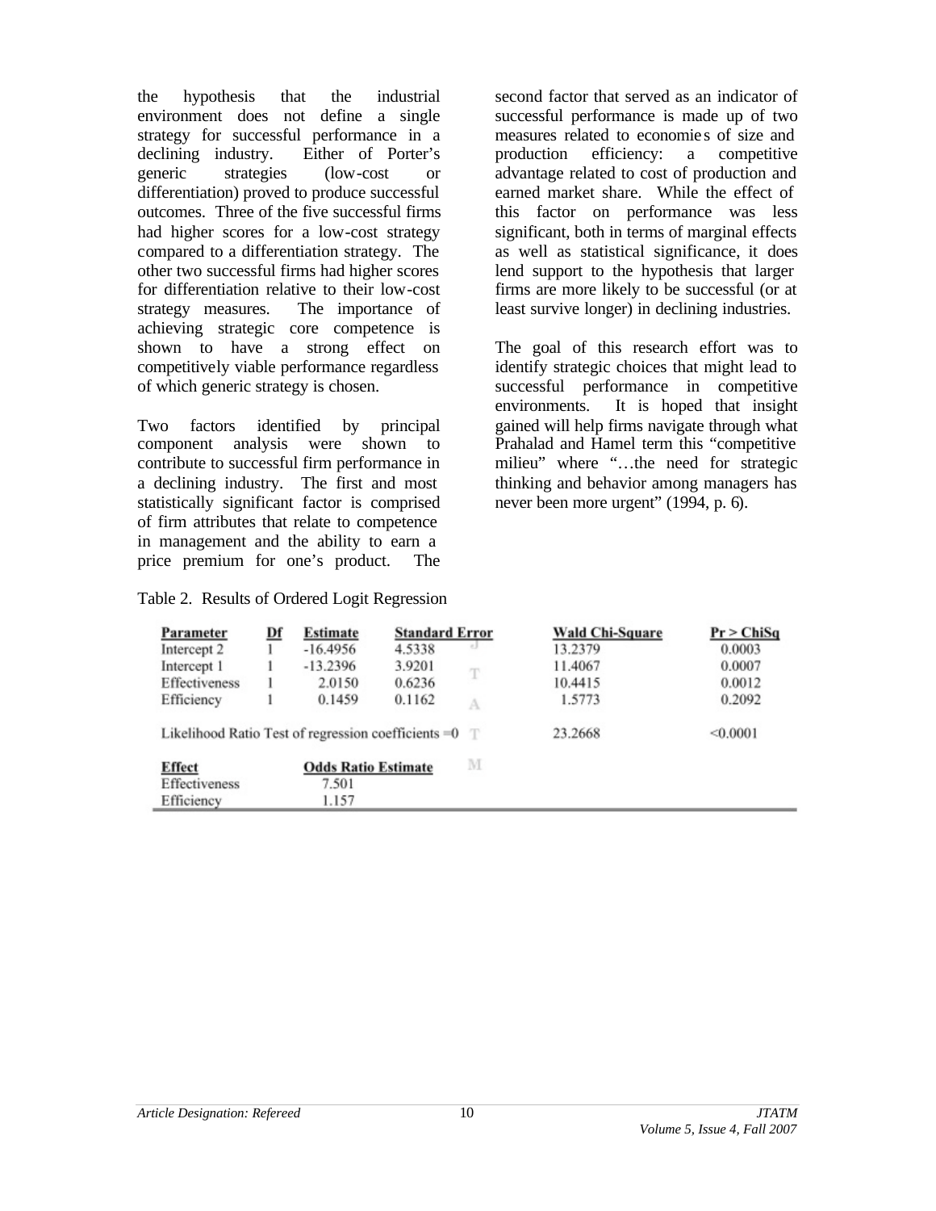the hypothesis that the industrial environment does not define a single strategy for successful performance in a declining industry. Either of Porter's generic strategies (low-cost or differentiation) proved to produce successful outcomes. Three of the five successful firms had higher scores for a low-cost strategy compared to a differentiation strategy. The other two successful firms had higher scores for differentiation relative to their low-cost strategy measures. The importance of achieving strategic core competence is shown to have a strong effect on competitively viable performance regardless of which generic strategy is chosen.

Two factors identified by principal component analysis were shown to contribute to successful firm performance in a declining industry. The first and most statistically significant factor is comprised of firm attributes that relate to competence in management and the ability to earn a price premium for one's product. The second factor that served as an indicator of successful performance is made up of two measures related to economies of size and production efficiency: a competitive advantage related to cost of production and earned market share. While the effect of this factor on performance was less significant, both in terms of marginal effects as well as statistical significance, it does lend support to the hypothesis that larger firms are more likely to be successful (or at least survive longer) in declining industries.

The goal of this research effort was to identify strategic choices that might lead to successful performance in competitive environments. It is hoped that insight gained will help firms navigate through what Prahalad and Hamel term this "competitive milieu" where "…the need for strategic thinking and behavior among managers has never been more urgent" (1994, p. 6).

Table 2. Results of Ordered Logit Regression

| Parameter | Df | Estimate | Standard Error | Wald Chi-Square | Pr > ChiSq |
|---|---|---|---|---|---|
| Intercept 2 | 1 | -16.4956 | 4.5338 | 13.2379 | 0.0003 |
| Intercept 1 | 1 | -13.2396 | 3.9201 | 11.4067 | 0.0007 |
| Effectiveness | 1 | 2.0150 | 0.6236 | 10.4415 | 0.0012 |
| Efficiency | 1 | 0.1459 | 0.1162 | 1.5773 | 0.2092 |
| Likelihood Ratio Test of regression coefficients =0 | | | | 23.2668 | <0.0001 |

| Effect | Odds Ratio Estimate |
|---|---|
| Effectiveness | 7.501 |
| Efficiency | 1.157 |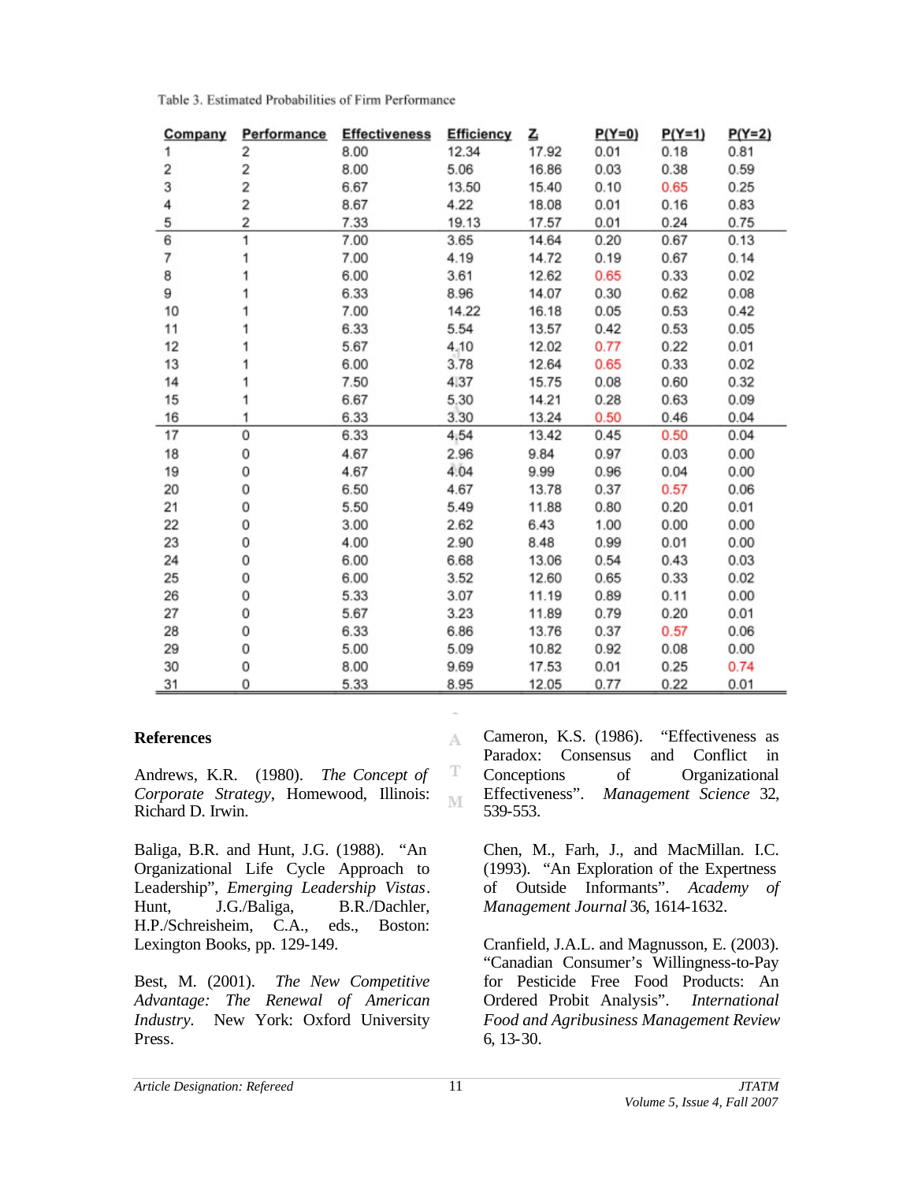Table 3. Estimated Probabilities of Firm Performance

| Company | Performance | Effectiveness | Efficiency | $Z_i$ | P(Y=0) | P(Y=1) | P(Y=2) |
|---|---|---|---|---|---|---|---|
| 1 | 2 | 8.00 | 12.34 | 17.92 | 0.01 | 0.18 | 0.81 |
| 2 | 2 | 8.00 | 5.06 | 16.86 | 0.03 | 0.38 | 0.59 |
| 3 | 2 | 6.67 | 13.50 | 15.40 | 0.10 | 0.65 | 0.25 |
| 4 | 2 | 8.67 | 4.22 | 18.08 | 0.01 | 0.16 | 0.83 |
| 5 | 2 | 7.33 | 19.13 | 17.57 | 0.01 | 0.24 | 0.75 |
| 6 | 1 | 7.00 | 3.65 | 14.64 | 0.20 | 0.67 | 0.13 |
| 7 | 1 | 7.00 | 4.19 | 14.72 | 0.19 | 0.67 | 0.14 |
| 8 | 1 | 6.00 | 3.61 | 12.62 | 0.65 | 0.33 | 0.02 |
| 9 | 1 | 6.33 | 8.96 | 14.07 | 0.30 | 0.62 | 0.08 |
| 10 | 1 | 7.00 | 14.22 | 16.18 | 0.05 | 0.53 | 0.42 |
| 11 | 1 | 6.33 | 5.54 | 13.57 | 0.42 | 0.53 | 0.05 |
| 12 | 1 | 5.67 | 4.10 | 12.02 | 0.77 | 0.22 | 0.01 |
| 13 | 1 | 6.00 | 3.78 | 12.64 | 0.65 | 0.33 | 0.02 |
| 14 | 1 | 7.50 | 4.37 | 15.75 | 0.08 | 0.60 | 0.32 |
| 15 | 1 | 6.67 | 5.30 | 14.21 | 0.28 | 0.63 | 0.09 |
| 16 | 1 | 6.33 | 3.30 | 13.24 | 0.50 | 0.46 | 0.04 |
| 17 | 0 | 6.33 | 4.54 | 13.42 | 0.45 | 0.50 | 0.04 |
| 18 | 0 | 4.67 | 2.96 | 9.84 | 0.97 | 0.03 | 0.00 |
| 19 | 0 | 4.67 | 4.04 | 9.99 | 0.96 | 0.04 | 0.00 |
| 20 | 0 | 6.50 | 4.67 | 13.78 | 0.37 | 0.57 | 0.06 |
| 21 | 0 | 5.50 | 5.49 | 11.88 | 0.80 | 0.20 | 0.01 |
| 22 | 0 | 3.00 | 2.62 | 6.43 | 1.00 | 0.00 | 0.00 |
| 23 | 0 | 4.00 | 2.90 | 8.48 | 0.99 | 0.01 | 0.00 |
| 24 | 0 | 6.00 | 6.68 | 13.06 | 0.54 | 0.43 | 0.03 |
| 25 | 0 | 6.00 | 3.52 | 12.60 | 0.65 | 0.33 | 0.02 |
| 26 | 0 | 5.33 | 3.07 | 11.19 | 0.89 | 0.11 | 0.00 |
| 27 | 0 | 5.67 | 3.23 | 11.89 | 0.79 | 0.20 | 0.01 |
| 28 | 0 | 6.33 | 6.86 | 13.76 | 0.37 | 0.57 | 0.06 |
| 29 | 0 | 5.00 | 5.09 | 10.82 | 0.92 | 0.08 | 0.00 |
| 30 | 0 | 8.00 | 9.69 | 17.53 | 0.01 | 0.25 | 0.74 |
| 31 | 0 | 5.33 | 8.95 | 12.05 | 0.77 | 0.22 | 0.01 |

## References

Andrews, K.R. (1980). *The Concept of Corporate Strategy*, Homewood, Illinois: Richard D. Irwin.

Baliga, B.R. and Hunt, J.G. (1988). "An Organizational Life Cycle Approach to Leadership", *Emerging Leadership Vistas*. Hunt, J.G./Baliga, B.R./Dachler, H.P./Schreisheim, C.A., eds., Boston: Lexington Books, pp. 129-149.

Best, M. (2001). *The New Competitive Advantage: The Renewal of American Industry*. New York: Oxford University Press.

Cameron, K.S. (1986). "Effectiveness as Paradox: Consensus and Conflict in Conceptions of Organizational Effectiveness". *Management Science* 32, 539-553.

Chen, M., Farh, J., and MacMillan. I.C. (1993). "An Exploration of the Expertness of Outside Informants". *Academy of Management Journal* 36, 1614-1632.

Cranfield, J.A.L. and Magnusson, E. (2003). "Canadian Consumer's Willingness-to-Pay for Pesticide Free Food Products: An Ordered Probit Analysis". *International Food and Agribusiness Management Review* 6, 13-30.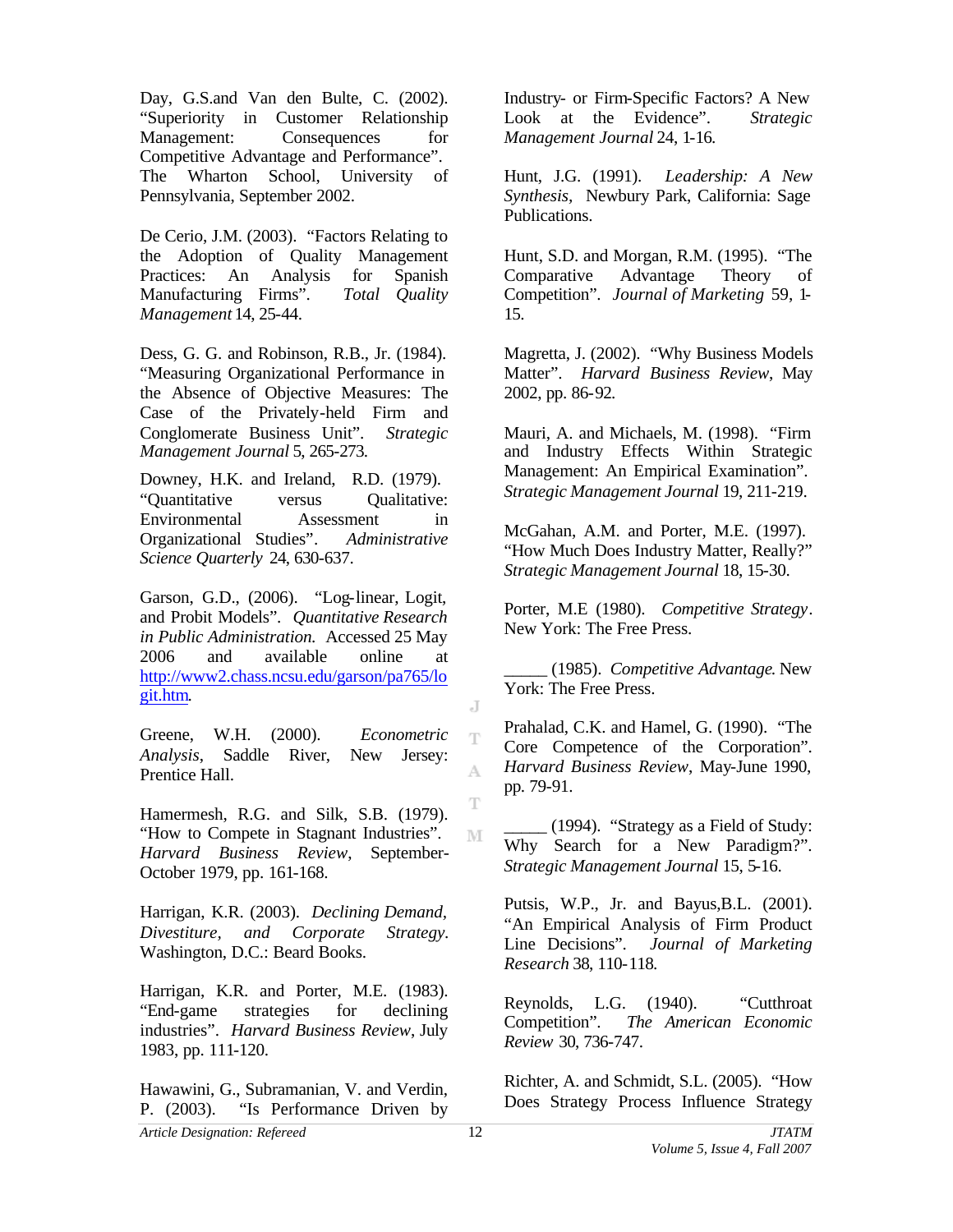Day, G.S.and Van den Bulte, C. (2002). "Superiority in Customer Relationship Management: Consequences for Competitive Advantage and Performance". The Wharton School, University of Pennsylvania, September 2002.

De Cerio, J.M. (2003). "Factors Relating to the Adoption of Quality Management Practices: An Analysis for Spanish Manufacturing Firms". *Total Quality Management* 14, 25-44.

Dess, G. G. and Robinson, R.B., Jr. (1984). "Measuring Organizational Performance in the Absence of Objective Measures: The Case of the Privately-held Firm and Conglomerate Business Unit". *Strategic Management Journal* 5, 265-273.

Downey, H.K. and Ireland, R.D. (1979). "Quantitative versus Qualitative: Environmental Assessment in Organizational Studies". *Administrative Science Quarterly* 24, 630-637.

Garson, G.D., (2006). "Log-linear, Logit, and Probit Models". *Quantitative Research in Public Administration.* Accessed 25 May 2006 and available online at [http://www2.chass.ncsu.edu/garson/pa765/logit.htm](http://www2.chass.ncsu.edu/garson/pa765/logit.htm).

Greene, W.H. (2000). *Econometric Analysis*, Saddle River, New Jersey: Prentice Hall.

Hamermesh, R.G. and Silk, S.B. (1979). "How to Compete in Stagnant Industries". *Harvard Business Review*, September-October 1979, pp. 161-168.

Harrigan, K.R. (2003). *Declining Demand, Divestiture, and Corporate Strategy.* Washington, D.C.: Beard Books.

Harrigan, K.R. and Porter, M.E. (1983). "End-game strategies for declining industries". *Harvard Business Review*, July 1983, pp. 111-120.

Hawawini, G., Subramanian, V. and Verdin, P. (2003). "Is Performance Driven by Industry- or Firm-Specific Factors? A New Look at the Evidence". *Strategic Management Journal* 24, 1-16.

Hunt, J.G. (1991). *Leadership: A New Synthesis*, Newbury Park, California: Sage Publications.

Hunt, S.D. and Morgan, R.M. (1995). "The Comparative Advantage Theory of Competition". *Journal of Marketing* 59, 1-15.

Magretta, J. (2002). "Why Business Models Matter". *Harvard Business Review*, May 2002, pp. 86-92.

Mauri, A. and Michaels, M. (1998). "Firm and Industry Effects Within Strategic Management: An Empirical Examination". *Strategic Management Journal* 19, 211-219.

McGahan, A.M. and Porter, M.E. (1997). "How Much Does Industry Matter, Really?" *Strategic Management Journal* 18, 15-30.

Porter, M.E (1980). *Competitive Strategy*. New York: The Free Press.

_____ (1985). *Competitive Advantage*. New York: The Free Press.

Prahalad, C.K. and Hamel, G. (1990). "The Core Competence of the Corporation". *Harvard Business Review*, May-June 1990, pp. 79-91.

_____ (1994). "Strategy as a Field of Study: Why Search for a New Paradigm?". *Strategic Management Journal* 15, 5-16.

Putsis, W.P., Jr. and Bayus,B.L. (2001). "An Empirical Analysis of Firm Product Line Decisions". *Journal of Marketing Research* 38, 110-118.

Reynolds, L.G. (1940). "Cutthroat Competition". *The American Economic Review* 30, 736-747.

Richter, A. and Schmidt, S.L. (2005). "How Does Strategy Process Influence Strategy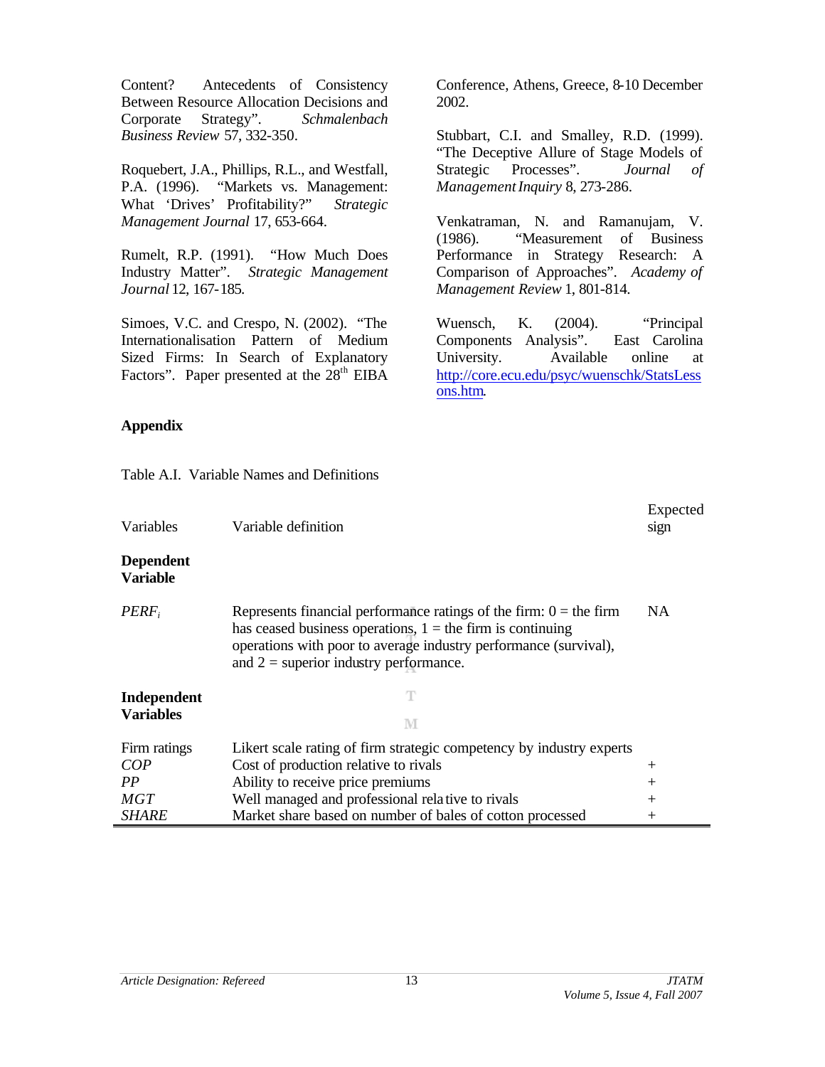Content? Antecedents of Consistency Between Resource Allocation Decisions and Corporate Strategy". *Schmalenbach Business Review* 57, 332-350.

Roquebert, J.A., Phillips, R.L., and Westfall, P.A. (1996). "Markets vs. Management: What 'Drives' Profitability?" *Strategic Management Journal* 17, 653-664.

Rumelt, R.P. (1991). "How Much Does Industry Matter". *Strategic Management Journal* 12, 167-185.

Simoes, V.C. and Crespo, N. (2002). "The Internationalisation Pattern of Medium Sized Firms: In Search of Explanatory Factors". Paper presented at the 28th EIBA Conference, Athens, Greece, 8-10 December 2002.

Stubbart, C.I. and Smalley, R.D. (1999). "The Deceptive Allure of Stage Models of Strategic Processes". *Journal of Management Inquiry* 8, 273-286.

Venkatraman, N. and Ramanujam, V. (1986). "Measurement of Business Performance in Strategy Research: A Comparison of Approaches". *Academy of Management Review* 1, 801-814.

Wuensch, K. (2004). "Principal Components Analysis". East Carolina University. Available online at http://core.ecu.edu/psyc/wuenschk/StatsLessons.htm.

## Appendix

Table A.I. Variable Names and Definitions

| Variables | Variable definition | Expected sign |
|---|---|---|
| **Dependent Variable** | | |
| *PERF*$_i$ | Represents financial performance ratings of the firm: 0 = the firm has ceased business operations, 1 = the firm is continuing operations with poor to average industry performance (survival), and 2 = superior industry performance. | NA |
| **Independent Variables** | | |
| Firm ratings | Likert scale rating of firm strategic competency by industry experts | |
| *COP* | Cost of production relative to rivals | + |
| *PP* | Ability to receive price premiums | + |
| *MGT* | Well managed and professional relative to rivals | + |
| *SHARE* | Market share based on number of bales of cotton processed | + |